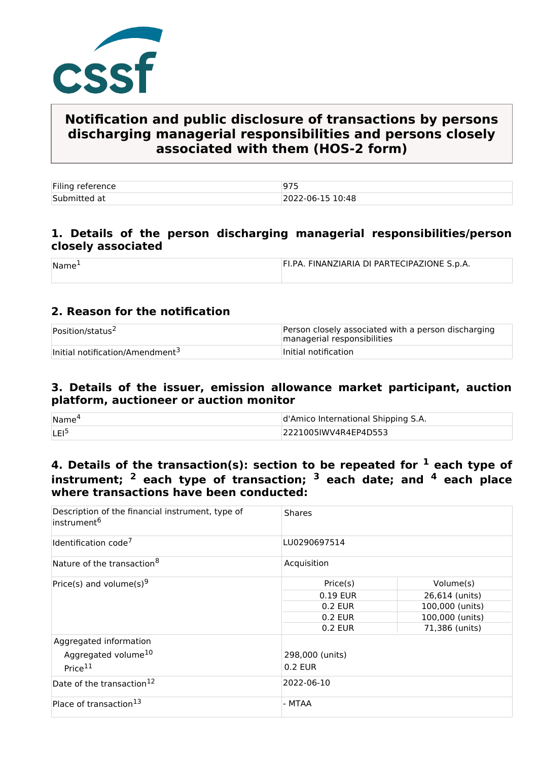# Notification and public disclosure of transactions by persons discharging managerial responsibilities and persons closely associated with them (HOS-2 form)

| | |
|---|---|
| Filing reference | 975 |
| Submitted at | 2022-06-15 10:48 |

## 1. Details of the person discharging managerial responsibilities/person closely associated

| | |
|---|---|
| Name[1] | FI.PA. FINANZIARIA DI PARTECIPAZIONE S.p.A. |

## 2. Reason for the notification

| | |
|---|---|
| Position/status[2] | Person closely associated with a person discharging managerial responsibilities |
| Initial notification/Amendment[3] | Initial notification |

## 3. Details of the issuer, emission allowance market participant, auction platform, auctioneer or auction monitor

| | |
|---|---|
| Name[4] | d'Amico International Shipping S.A. |
| LEI[5] | 2221005IWV4R4EP4D553 |

## 4. Details of the transaction(s): section to be repeated for [1] each type of instrument; [2] each type of transaction; [3] each date; and [4] each place where transactions have been conducted:

| | | |
|---|---|---|
| Description of the financial instrument, type of instrument[6] | Shares | |
| Identification code[7] | LU0290697514 | |
| Nature of the transaction[8] | Acquisition | |
| Price(s) and volume(s)[9] | Price(s) | Volume(s) |
| | 0.19 EUR | 26,614 (units) |
| | 0.2 EUR | 100,000 (units) |
| | 0.2 EUR | 100,000 (units) |
| | 0.2 EUR | 71,386 (units) |
| Aggregated information<br>Aggregated volume[10]<br>Price[11] | 298,000 (units)<br>0.2 EUR | |
| Date of the transaction[12] | 2022-06-10 | |
| Place of transaction[13] | - MTAA | |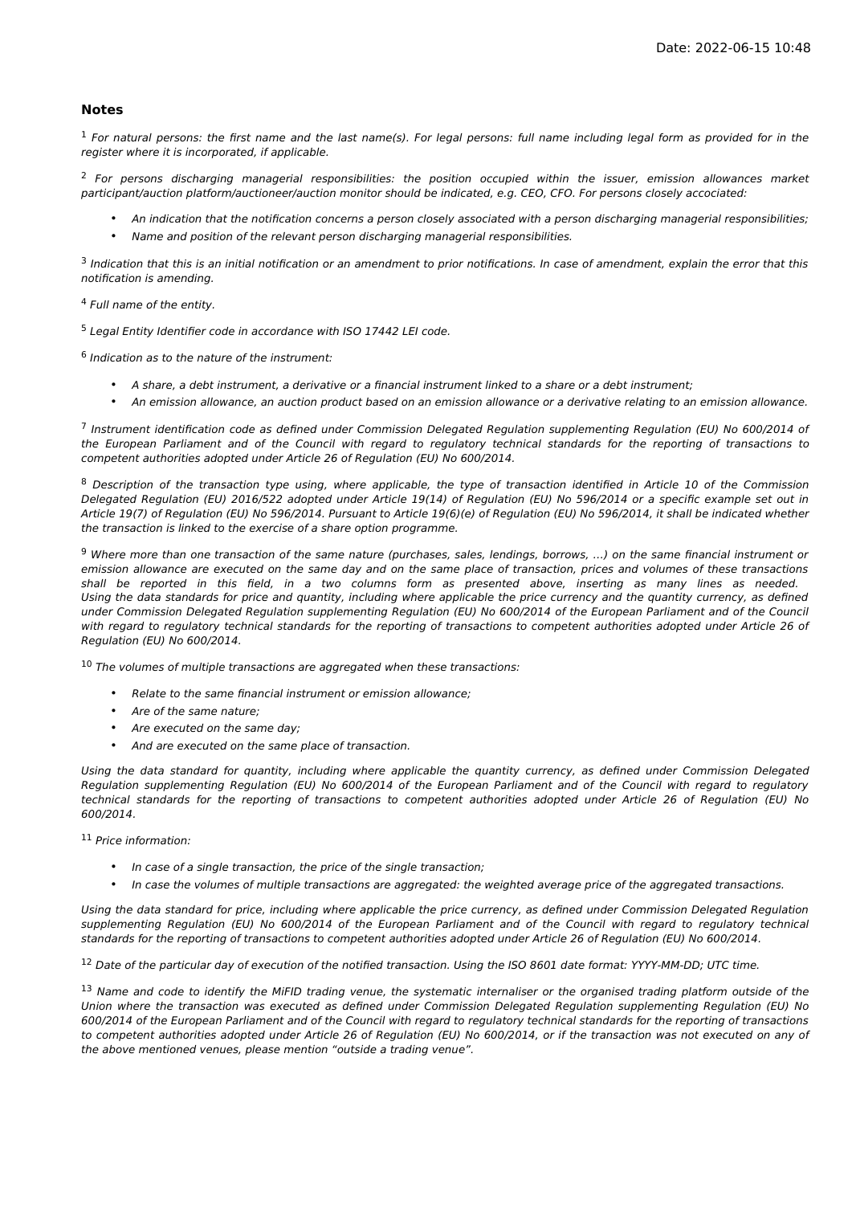Date: 2022-06-15 10:48

**Notes**

[1] *For natural persons: the first name and the last name(s). For legal persons: full name including legal form as provided for in the register where it is incorporated, if applicable.*

[2] *For persons discharging managerial responsibilities: the position occupied within the issuer, emission allowances market participant/auction platform/auctioneer/auction monitor should be indicated, e.g. CEO, CFO. For persons closely accociated:*

- *An indication that the notification concerns a person closely associated with a person discharging managerial responsibilities;*
- *Name and position of the relevant person discharging managerial responsibilities.*

[3] *Indication that this is an initial notification or an amendment to prior notifications. In case of amendment, explain the error that this notification is amending.*

[4] *Full name of the entity.*

[5] *Legal Entity Identifier code in accordance with ISO 17442 LEI code.*

[6] *Indication as to the nature of the instrument:*

- *A share, a debt instrument, a derivative or a financial instrument linked to a share or a debt instrument;*
- *An emission allowance, an auction product based on an emission allowance or a derivative relating to an emission allowance.*

[7] *Instrument identification code as defined under Commission Delegated Regulation supplementing Regulation (EU) No 600/2014 of the European Parliament and of the Council with regard to regulatory technical standards for the reporting of transactions to competent authorities adopted under Article 26 of Regulation (EU) No 600/2014.*

[8] *Description of the transaction type using, where applicable, the type of transaction identified in Article 10 of the Commission Delegated Regulation (EU) 2016/522 adopted under Article 19(14) of Regulation (EU) No 596/2014 or a specific example set out in Article 19(7) of Regulation (EU) No 596/2014. Pursuant to Article 19(6)(e) of Regulation (EU) No 596/2014, it shall be indicated whether the transaction is linked to the exercise of a share option programme.*

[9] *Where more than one transaction of the same nature (purchases, sales, lendings, borrows, ...) on the same financial instrument or emission allowance are executed on the same day and on the same place of transaction, prices and volumes of these transactions shall be reported in this field, in a two columns form as presented above, inserting as many lines as needed. Using the data standards for price and quantity, including where applicable the price currency and the quantity currency, as defined under Commission Delegated Regulation supplementing Regulation (EU) No 600/2014 of the European Parliament and of the Council with regard to regulatory technical standards for the reporting of transactions to competent authorities adopted under Article 26 of Regulation (EU) No 600/2014.*

[10] *The volumes of multiple transactions are aggregated when these transactions:*

- *Relate to the same financial instrument or emission allowance;*
- *Are of the same nature;*
- *Are executed on the same day;*
- *And are executed on the same place of transaction.*

*Using the data standard for quantity, including where applicable the quantity currency, as defined under Commission Delegated Regulation supplementing Regulation (EU) No 600/2014 of the European Parliament and of the Council with regard to regulatory technical standards for the reporting of transactions to competent authorities adopted under Article 26 of Regulation (EU) No 600/2014.*

[11] *Price information:*

- *In case of a single transaction, the price of the single transaction;*
- *In case the volumes of multiple transactions are aggregated: the weighted average price of the aggregated transactions.*

*Using the data standard for price, including where applicable the price currency, as defined under Commission Delegated Regulation supplementing Regulation (EU) No 600/2014 of the European Parliament and of the Council with regard to regulatory technical standards for the reporting of transactions to competent authorities adopted under Article 26 of Regulation (EU) No 600/2014.*

[12] *Date of the particular day of execution of the notified transaction. Using the ISO 8601 date format: YYYY-MM-DD; UTC time.*

[13] *Name and code to identify the MiFID trading venue, the systematic internaliser or the organised trading platform outside of the Union where the transaction was executed as defined under Commission Delegated Regulation supplementing Regulation (EU) No 600/2014 of the European Parliament and of the Council with regard to regulatory technical standards for the reporting of transactions to competent authorities adopted under Article 26 of Regulation (EU) No 600/2014, or if the transaction was not executed on any of the above mentioned venues, please mention "outside a trading venue".*